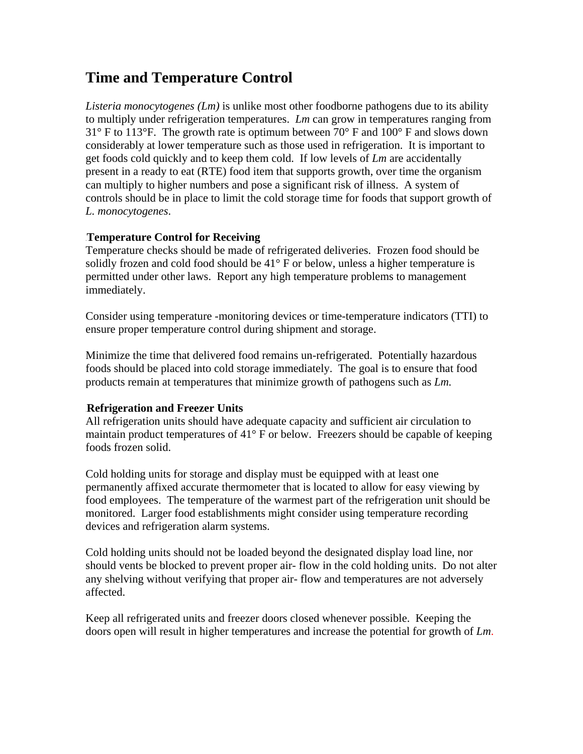# Time and Temperature Control

*Listeria monocytogenes (Lm)* is unlike most other foodborne pathogens due to its ability to multiply under refrigeration temperatures. *Lm* can grow in temperatures ranging from 31° F to 113°F. The growth rate is optimum between 70° F and 100° F and slows down considerably at lower temperature such as those used in refrigeration. It is important to get foods cold quickly and to keep them cold. If low levels of *Lm* are accidentally present in a ready to eat (RTE) food item that supports growth, over time the organism can multiply to higher numbers and pose a significant risk of illness. A system of controls should be in place to limit the cold storage time for foods that support growth of *L. monocytogenes*.

**Temperature Control for Receiving**

Temperature checks should be made of refrigerated deliveries. Frozen food should be solidly frozen and cold food should be 41° F or below, unless a higher temperature is permitted under other laws. Report any high temperature problems to management immediately.

Consider using temperature -monitoring devices or time-temperature indicators (TTI) to ensure proper temperature control during shipment and storage.

Minimize the time that delivered food remains un-refrigerated. Potentially hazardous foods should be placed into cold storage immediately. The goal is to ensure that food products remain at temperatures that minimize growth of pathogens such as *Lm.*

**Refrigeration and Freezer Units**

All refrigeration units should have adequate capacity and sufficient air circulation to maintain product temperatures of 41° F or below. Freezers should be capable of keeping foods frozen solid.

Cold holding units for storage and display must be equipped with at least one permanently affixed accurate thermometer that is located to allow for easy viewing by food employees. The temperature of the warmest part of the refrigeration unit should be monitored. Larger food establishments might consider using temperature recording devices and refrigeration alarm systems.

Cold holding units should not be loaded beyond the designated display load line, nor should vents be blocked to prevent proper air- flow in the cold holding units. Do not alter any shelving without verifying that proper air- flow and temperatures are not adversely affected.

Keep all refrigerated units and freezer doors closed whenever possible. Keeping the doors open will result in higher temperatures and increase the potential for growth of *Lm*.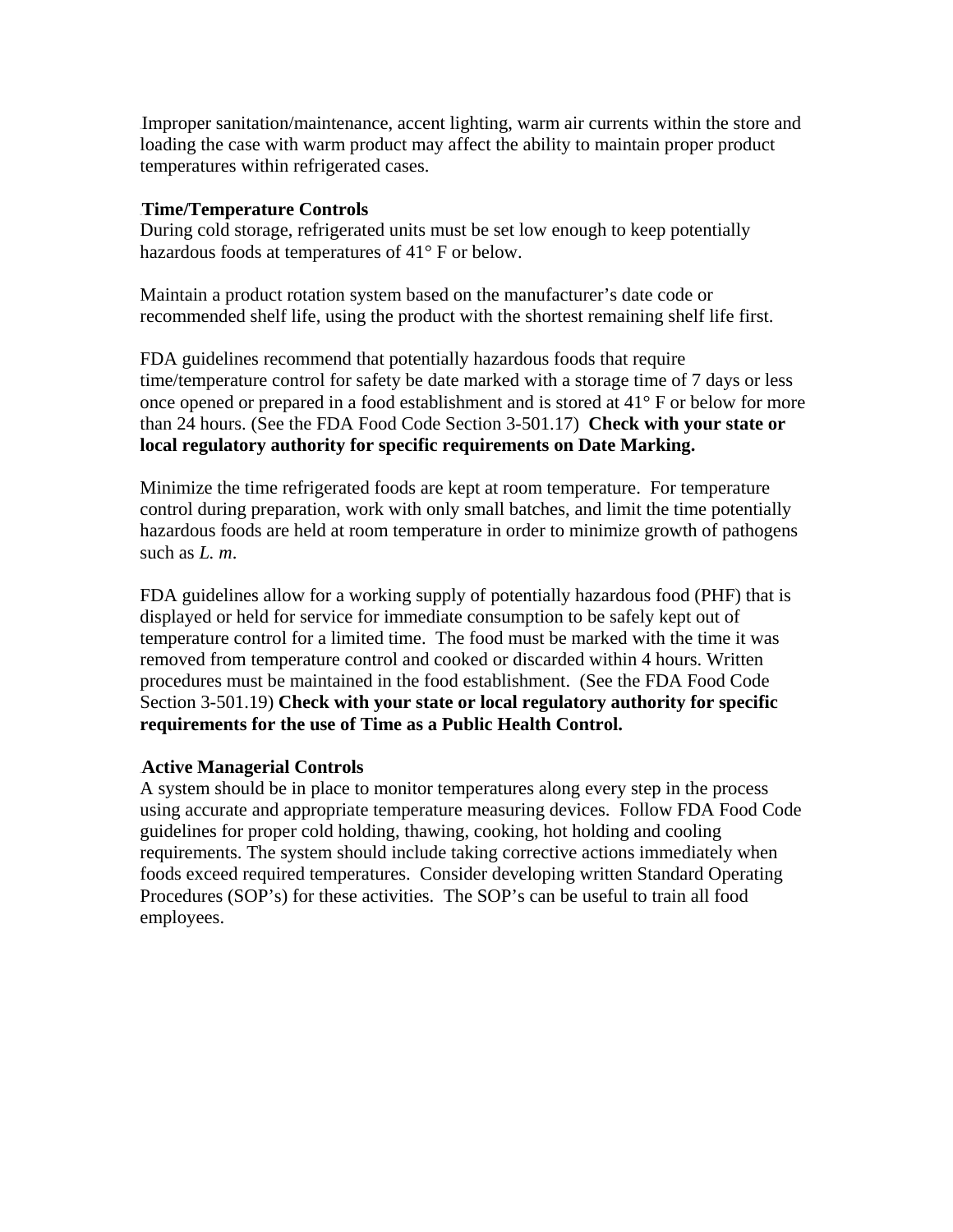Improper sanitation/maintenance, accent lighting, warm air currents within the store and loading the case with warm product may affect the ability to maintain proper product temperatures within refrigerated cases.

**Time/Temperature Controls**

During cold storage, refrigerated units must be set low enough to keep potentially hazardous foods at temperatures of 41° F or below.

Maintain a product rotation system based on the manufacturer's date code or recommended shelf life, using the product with the shortest remaining shelf life first.

FDA guidelines recommend that potentially hazardous foods that require time/temperature control for safety be date marked with a storage time of 7 days or less once opened or prepared in a food establishment and is stored at 41° F or below for more than 24 hours. (See the FDA Food Code Section 3-501.17) **Check with your state or local regulatory authority for specific requirements on Date Marking.**

Minimize the time refrigerated foods are kept at room temperature. For temperature control during preparation, work with only small batches, and limit the time potentially hazardous foods are held at room temperature in order to minimize growth of pathogens such as *L. m*.

FDA guidelines allow for a working supply of potentially hazardous food (PHF) that is displayed or held for service for immediate consumption to be safely kept out of temperature control for a limited time. The food must be marked with the time it was removed from temperature control and cooked or discarded within 4 hours. Written procedures must be maintained in the food establishment. (See the FDA Food Code Section 3-501.19) **Check with your state or local regulatory authority for specific requirements for the use of Time as a Public Health Control.**

**Active Managerial Controls**

A system should be in place to monitor temperatures along every step in the process using accurate and appropriate temperature measuring devices. Follow FDA Food Code guidelines for proper cold holding, thawing, cooking, hot holding and cooling requirements. The system should include taking corrective actions immediately when foods exceed required temperatures. Consider developing written Standard Operating Procedures (SOP's) for these activities. The SOP's can be useful to train all food employees.